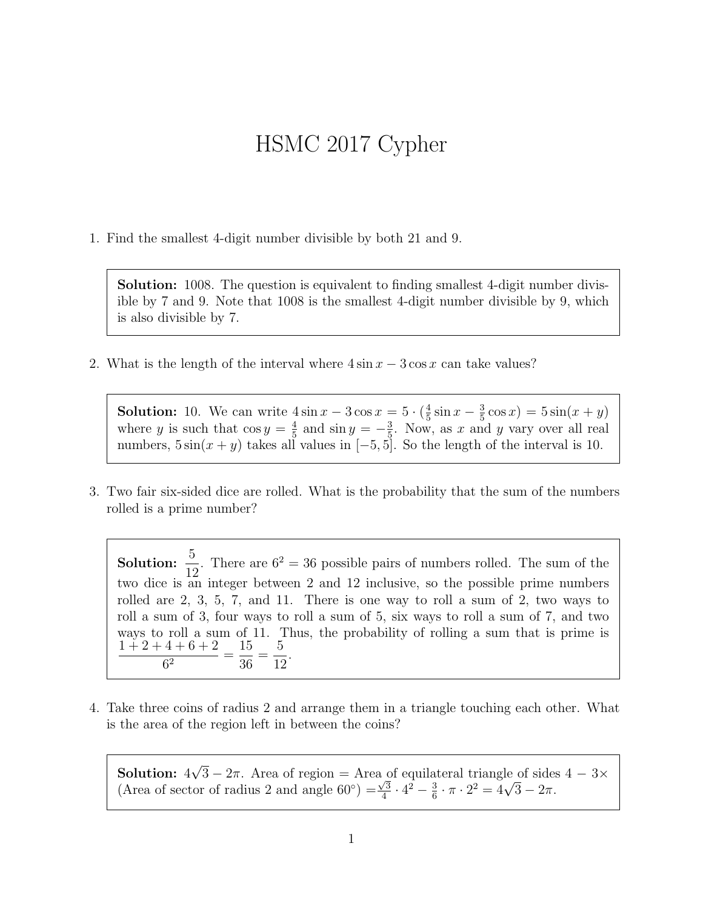# HSMC 2017 Cypher

1. Find the smallest 4-digit number divisible by both 21 and 9.

> **Solution:** 1008. The question is equivalent to finding smallest 4-digit number divisible by 7 and 9. Note that 1008 is the smallest 4-digit number divisible by 9, which is also divisible by 7.

2. What is the length of the interval where $4\sin x - 3\cos x$ can take values?

> **Solution:** 10. We can write $4\sin x - 3\cos x = 5 \cdot (\frac{4}{5}\sin x - \frac{3}{5}\cos x) = 5\sin(x+y)$ where $y$ is such that $\cos y = \frac{4}{5}$ and $\sin y = -\frac{3}{5}$. Now, as $x$ and $y$ vary over all real numbers, $5\sin(x+y)$ takes all values in $[-5, 5]$. So the length of the interval is 10.

3. Two fair six-sided dice are rolled. What is the probability that the sum of the numbers rolled is a prime number?

> **Solution:** $\dfrac{5}{12}$. There are $6^2 = 36$ possible pairs of numbers rolled. The sum of the two dice is an integer between 2 and 12 inclusive, so the possible prime numbers rolled are 2, 3, 5, 7, and 11. There is one way to roll a sum of 2, two ways to roll a sum of 3, four ways to roll a sum of 5, six ways to roll a sum of 7, and two ways to roll a sum of 11. Thus, the probability of rolling a sum that is prime is $\dfrac{1+2+4+6+2}{6^2} = \dfrac{15}{36} = \dfrac{5}{12}$.

4. Take three coins of radius 2 and arrange them in a triangle touching each other. What is the area of the region left in between the coins?

> **Solution:** $4\sqrt{3} - 2\pi$. Area of region = Area of equilateral triangle of sides $4 - 3\times$ (Area of sector of radius 2 and angle $60^\circ$) $= \frac{\sqrt{3}}{4} \cdot 4^2 - \frac{3}{6} \cdot \pi \cdot 2^2 = 4\sqrt{3} - 2\pi$.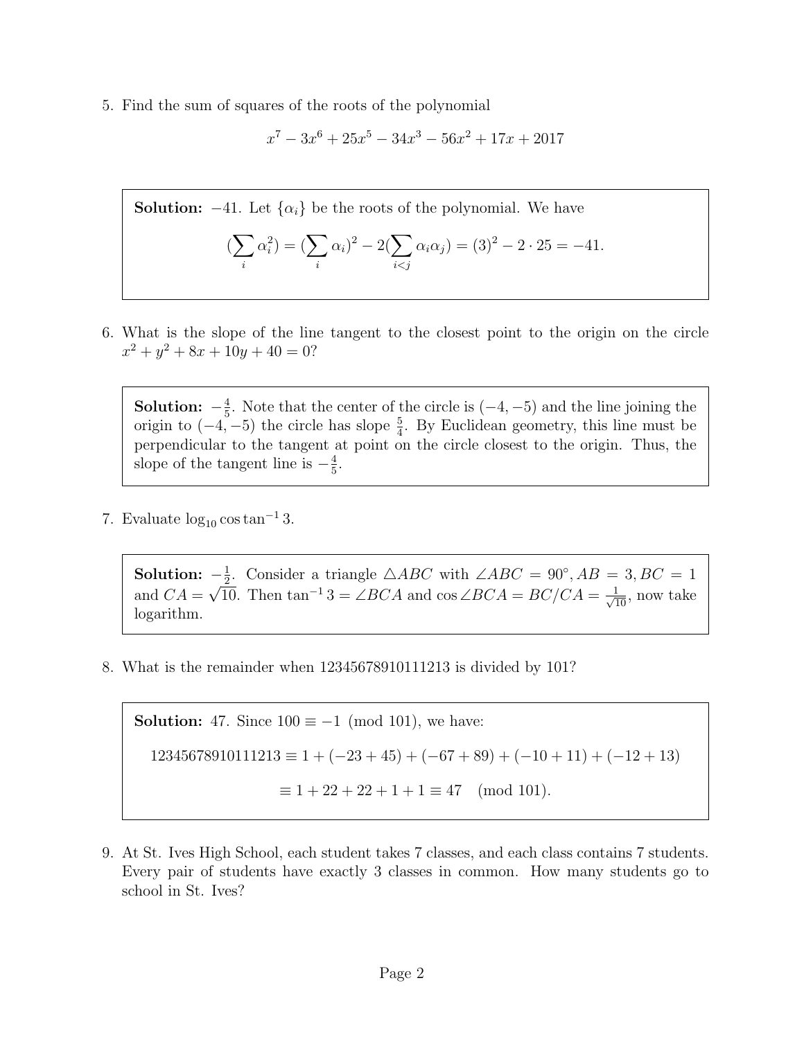5. Find the sum of squares of the roots of the polynomial

$$x^7 - 3x^6 + 25x^5 - 34x^3 - 56x^2 + 17x + 2017$$

> **Solution:** $-41$. Let $\{\alpha_i\}$ be the roots of the polynomial. We have
>
> $$(\sum_i \alpha_i^2) = (\sum_i \alpha_i)^2 - 2(\sum_{i<j} \alpha_i \alpha_j) = (3)^2 - 2 \cdot 25 = -41.$$

6. What is the slope of the line tangent to the closest point to the origin on the circle $x^2 + y^2 + 8x + 10y + 40 = 0$?

> **Solution:** $-\frac{4}{5}$. Note that the center of the circle is $(-4, -5)$ and the line joining the origin to $(-4, -5)$ the circle has slope $\frac{5}{4}$. By Euclidean geometry, this line must be perpendicular to the tangent at point on the circle closest to the origin. Thus, the slope of the tangent line is $-\frac{4}{5}$.

7. Evaluate $\log_{10} \cos \tan^{-1} 3$.

> **Solution:** $-\frac{1}{2}$. Consider a triangle $\triangle ABC$ with $\angle ABC = 90°, AB = 3, BC = 1$ and $CA = \sqrt{10}$. Then $\tan^{-1} 3 = \angle BCA$ and $\cos \angle BCA = BC/CA = \frac{1}{\sqrt{10}}$, now take logarithm.

8. What is the remainder when 12345678910111213 is divided by 101?

> **Solution:** 47. Since $100 \equiv -1 \pmod{101}$, we have:
>
> $$12345678910111213 \equiv 1 + (-23 + 45) + (-67 + 89) + (-10 + 11) + (-12 + 13)$$
>
> $$\equiv 1 + 22 + 22 + 1 + 1 \equiv 47 \pmod{101}.$$

9. At St. Ives High School, each student takes 7 classes, and each class contains 7 students. Every pair of students have exactly 3 classes in common. How many students go to school in St. Ives?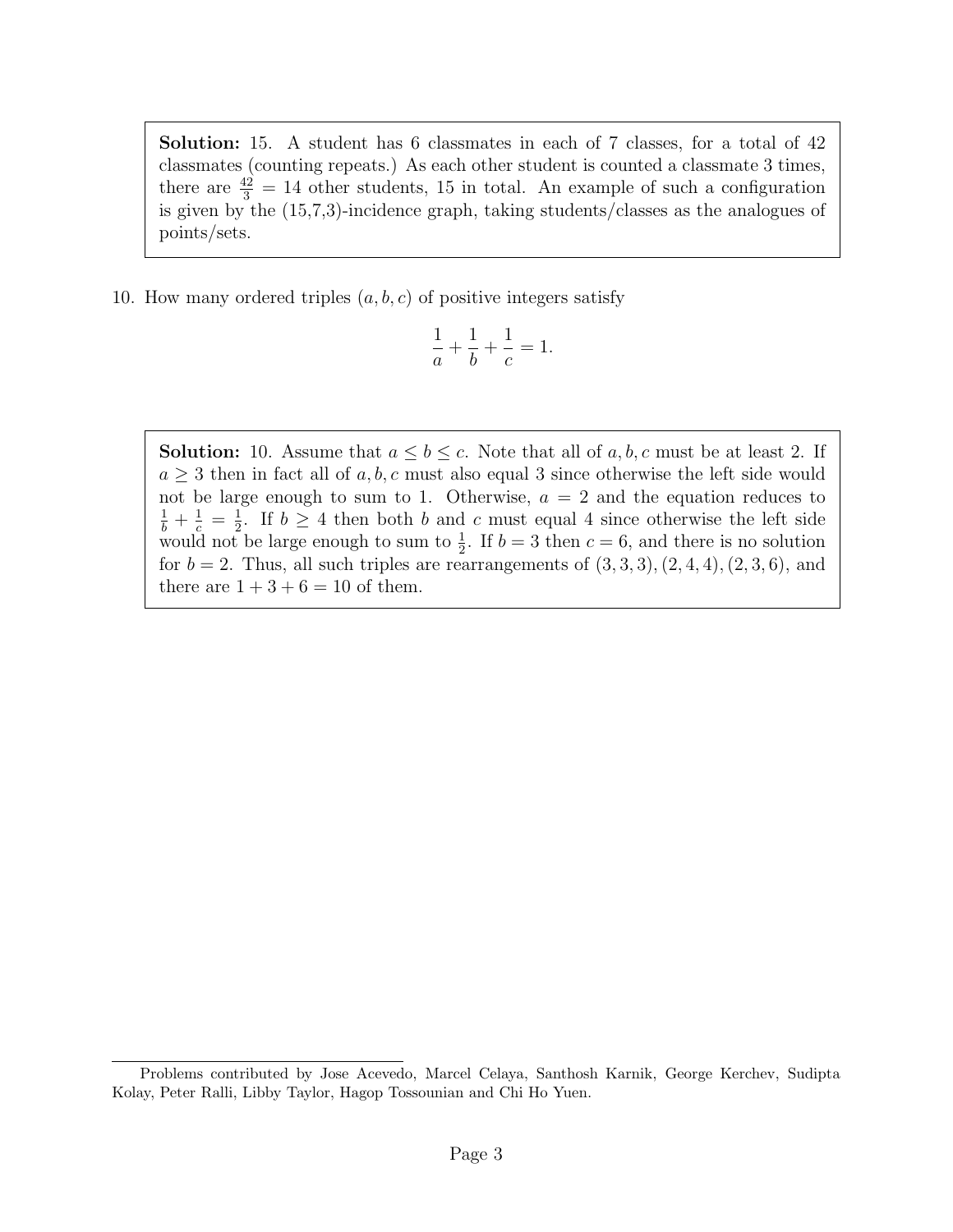**Solution:** 15. A student has 6 classmates in each of 7 classes, for a total of 42 classmates (counting repeats.) As each other student is counted a classmate 3 times, there are $\frac{42}{3} = 14$ other students, 15 in total. An example of such a configuration is given by the (15,7,3)-incidence graph, taking students/classes as the analogues of points/sets.

10. How many ordered triples $(a, b, c)$ of positive integers satisfy

$$\frac{1}{a} + \frac{1}{b} + \frac{1}{c} = 1.$$

**Solution:** 10. Assume that $a \leq b \leq c$. Note that all of $a, b, c$ must be at least 2. If $a \geq 3$ then in fact all of $a, b, c$ must also equal 3 since otherwise the left side would not be large enough to sum to 1. Otherwise, $a = 2$ and the equation reduces to $\frac{1}{b} + \frac{1}{c} = \frac{1}{2}$. If $b \geq 4$ then both $b$ and $c$ must equal 4 since otherwise the left side would not be large enough to sum to $\frac{1}{2}$. If $b = 3$ then $c = 6$, and there is no solution for $b = 2$. Thus, all such triples are rearrangements of $(3, 3, 3), (2, 4, 4), (2, 3, 6)$, and there are $1 + 3 + 6 = 10$ of them.

Problems contributed by Jose Acevedo, Marcel Celaya, Santhosh Karnik, George Kerchev, Sudipta Kolay, Peter Ralli, Libby Taylor, Hagop Tossounian and Chi Ho Yuen.